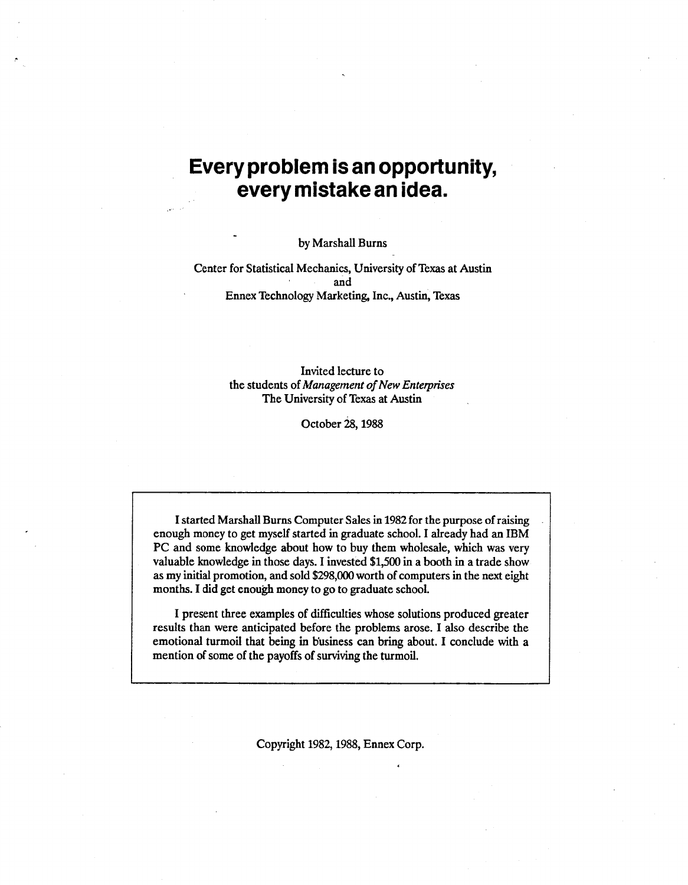# Every problem is an opportunity, every mistake an idea.

by Marshall Burns

Center for Statistical Mechanics, University of Texas at Austin
and
Ennex Technology Marketing, Inc., Austin, Texas

Invited lecture to
the students of *Management of New Enterprises*
The University of Texas at Austin

October 28, 1988

---

I started Marshall Burns Computer Sales in 1982 for the purpose of raising enough money to get myself started in graduate school. I already had an IBM PC and some knowledge about how to buy them wholesale, which was very valuable knowledge in those days. I invested $1,500 in a booth in a trade show as my initial promotion, and sold $298,000 worth of computers in the next eight months. I did get enough money to go to graduate school.

I present three examples of difficulties whose solutions produced greater results than were anticipated before the problems arose. I also describe the emotional turmoil that being in business can bring about. I conclude with a mention of some of the payoffs of surviving the turmoil.

---

Copyright 1982, 1988, Ennex Corp.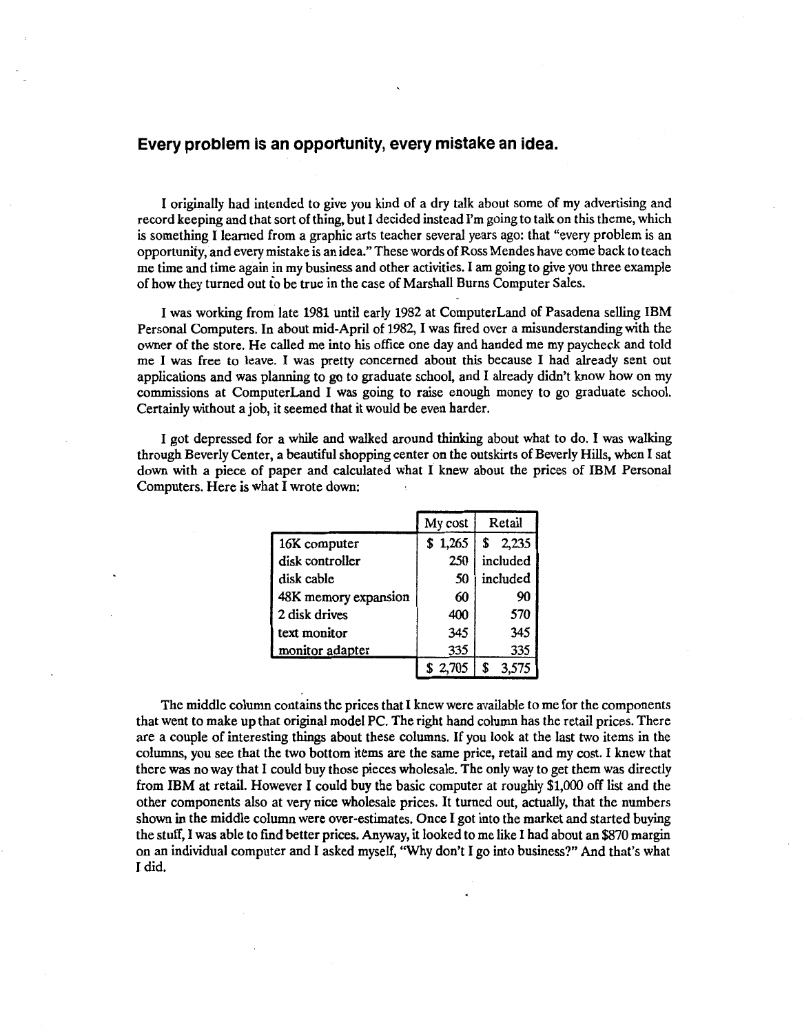## Every problem is an opportunity, every mistake an idea.

I originally had intended to give you kind of a dry talk about some of my advertising and record keeping and that sort of thing, but I decided instead I'm going to talk on this theme, which is something I learned from a graphic arts teacher several years ago: that "every problem is an opportunity, and every mistake is an idea." These words of Ross Mendes have come back to teach me time and time again in my business and other activities. I am going to give you three example of how they turned out to be true in the case of Marshall Burns Computer Sales.

I was working from late 1981 until early 1982 at ComputerLand of Pasadena selling IBM Personal Computers. In about mid-April of 1982, I was fired over a misunderstanding with the owner of the store. He called me into his office one day and handed me my paycheck and told me I was free to leave. I was pretty concerned about this because I had already sent out applications and was planning to go to graduate school, and I already didn't know how on my commissions at ComputerLand I was going to raise enough money to go graduate school. Certainly without a job, it seemed that it would be even harder.

I got depressed for a while and walked around thinking about what to do. I was walking through Beverly Center, a beautiful shopping center on the outskirts of Beverly Hills, when I sat down with a piece of paper and calculated what I knew about the prices of IBM Personal Computers. Here is what I wrote down:

| | My cost | Retail |
|---|---|---|
| 16K computer | $ 1,265 | $ 2,235 |
| disk controller | 250 | included |
| disk cable | 50 | included |
| 48K memory expansion | 60 | 90 |
| 2 disk drives | 400 | 570 |
| text monitor | 345 | 345 |
| monitor adapter | 335 | 335 |
| | $ 2,705 | $ 3,575 |

The middle column contains the prices that I knew were available to me for the components that went to make up that original model PC. The right hand column has the retail prices. There are a couple of interesting things about these columns. If you look at the last two items in the columns, you see that the two bottom items are the same price, retail and my cost. I knew that there was no way that I could buy those pieces wholesale. The only way to get them was directly from IBM at retail. However I could buy the basic computer at roughly $1,000 off list and the other components also at very nice wholesale prices. It turned out, actually, that the numbers shown in the middle column were over-estimates. Once I got into the market and started buying the stuff, I was able to find better prices. Anyway, it looked to me like I had about an $870 margin on an individual computer and I asked myself, "Why don't I go into business?" And that's what I did.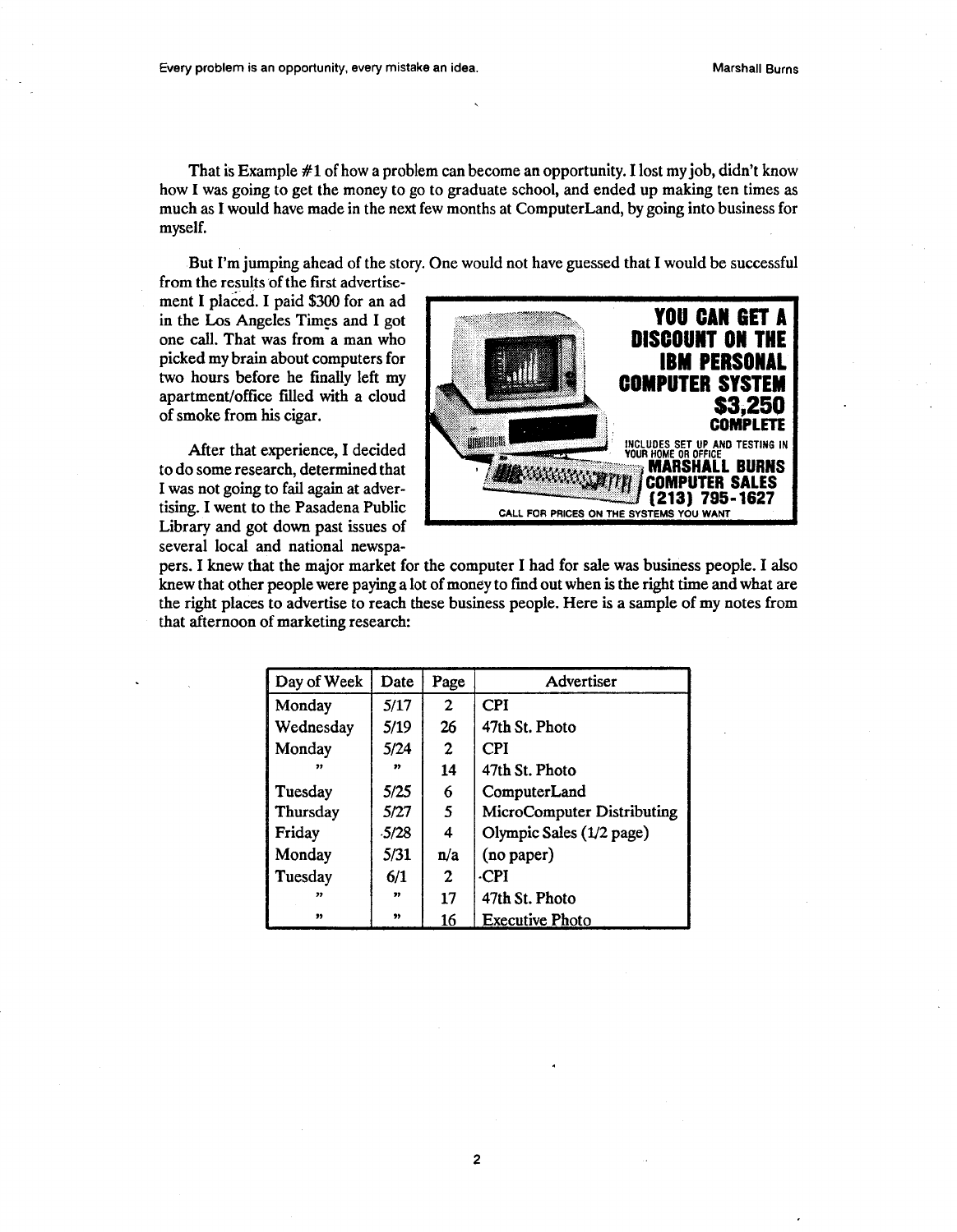That is Example #1 of how a problem can become an opportunity. I lost my job, didn't know how I was going to get the money to go to graduate school, and ended up making ten times as much as I would have made in the next few months at ComputerLand, by going into business for myself.

But I'm jumping ahead of the story. One would not have guessed that I would be successful from the results of the first advertisement I placed. I paid $300 for an ad in the Los Angeles Times and I got one call. That was from a man who picked my brain about computers for two hours before he finally left my apartment/office filled with a cloud of smoke from his cigar.

**YOU CAN GET A DISCOUNT ON THE IBM PERSONAL COMPUTER SYSTEM**
**$3,250 COMPLETE**
INCLUDES SET UP AND TESTING IN YOUR HOME OR OFFICE
**MARSHALL BURNS COMPUTER SALES**
**(213) 795-1627**
CALL FOR PRICES ON THE SYSTEMS YOU WANT

After that experience, I decided to do some research, determined that I was not going to fail again at advertising. I went to the Pasadena Public Library and got down past issues of several local and national newspapers. I knew that the major market for the computer I had for sale was business people. I also knew that other people were paying a lot of money to find out when is the right time and what are the right places to advertise to reach these business people. Here is a sample of my notes from that afternoon of marketing research:

| Day of Week | Date | Page | Advertiser |
|---|---|---|---|
| Monday | 5/17 | 2 | CPI |
| Wednesday | 5/19 | 26 | 47th St. Photo |
| Monday | 5/24 | 2 | CPI |
| " | " | 14 | 47th St. Photo |
| Tuesday | 5/25 | 6 | ComputerLand |
| Thursday | 5/27 | 5 | MicroComputer Distributing |
| Friday | 5/28 | 4 | Olympic Sales (1/2 page) |
| Monday | 5/31 | n/a | (no paper) |
| Tuesday | 6/1 | 2 | CPI |
| " | " | 17 | 47th St. Photo |
| " | " | 16 | Executive Photo |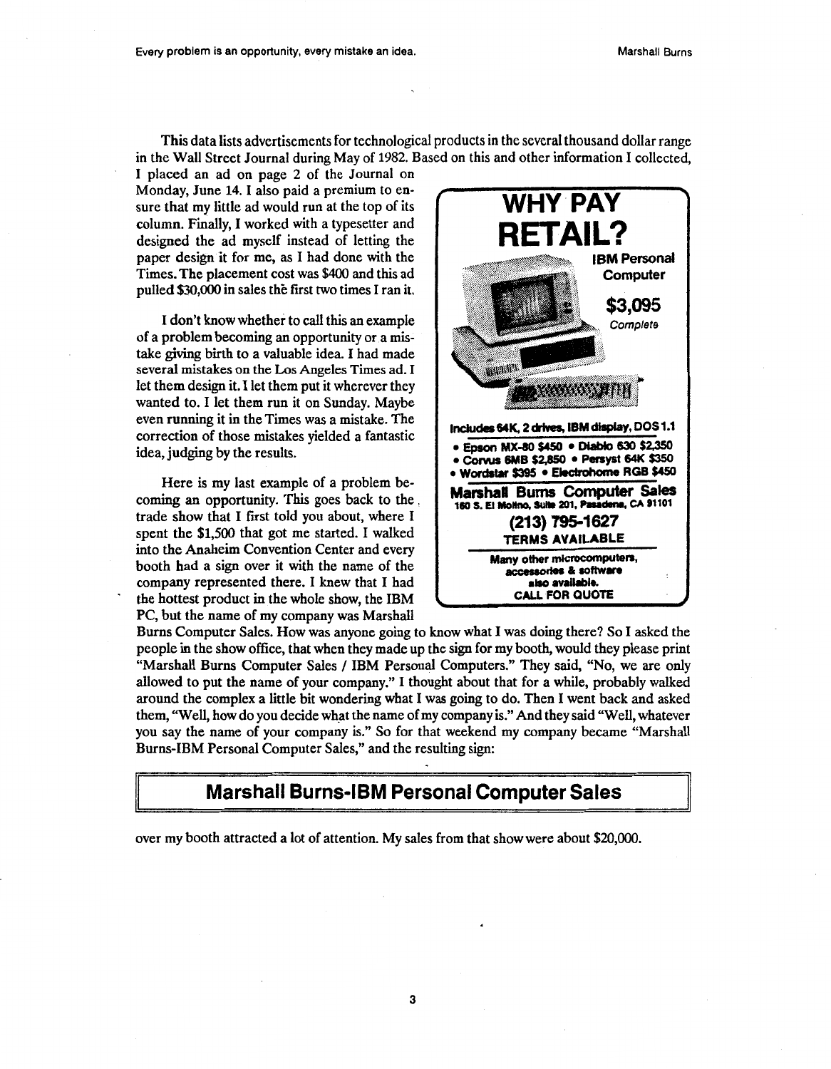This data lists advertisements for technological products in the several thousand dollar range in the Wall Street Journal during May of 1982. Based on this and other information I collected, I placed an ad on page 2 of the Journal on Monday, June 14. I also paid a premium to ensure that my little ad would run at the top of its column. Finally, I worked with a typesetter and designed the ad myself instead of letting the paper design it for me, as I had done with the Times. The placement cost was $400 and this ad pulled $30,000 in sales the first two times I ran it.

**WHY PAY RETAIL?**

**IBM Personal Computer**

**$3,095**
*Complete*

**Includes 64K, 2 drives, IBM display, DOS 1.1**

- **Epson MX-80 $450 • Diablo 630 $2,350**
- **Corvus 6MB $2,850 • Persyst 64K $350**
- **Wordstar $395 • Electrohome RGB $450**

**Marshall Burns Computer Sales**
**160 S. El Molino, Suite 201, Pasadena, CA 91101**
**(213) 795-1627**
**TERMS AVAILABLE**

**Many other microcomputers, accessories & software also available.**
**CALL FOR QUOTE**

I don't know whether to call this an example of a problem becoming an opportunity or a mistake giving birth to a valuable idea. I had made several mistakes on the Los Angeles Times ad. I let them design it. I let them put it wherever they wanted to. I let them run it on Sunday. Maybe even running it in the Times was a mistake. The correction of those mistakes yielded a fantastic idea, judging by the results.

Here is my last example of a problem becoming an opportunity. This goes back to the trade show that I first told you about, where I spent the $1,500 that got me started. I walked into the Anaheim Convention Center and every booth had a sign over it with the name of the company represented there. I knew that I had the hottest product in the whole show, the IBM PC, but the name of my company was Marshall Burns Computer Sales. How was anyone going to know what I was doing there? So I asked the people in the show office, that when they made up the sign for my booth, would they please print "Marshall Burns Computer Sales / IBM Personal Computers." They said, "No, we are only allowed to put the name of your company." I thought about that for a while, probably walked around the complex a little bit wondering what I was going to do. Then I went back and asked them, "Well, how do you decide what the name of my company is." And they said "Well, whatever you say the name of your company is." So for that weekend my company became "Marshall Burns-IBM Personal Computer Sales," and the resulting sign:

**Marshall Burns-IBM Personal Computer Sales**

over my booth attracted a lot of attention. My sales from that show were about $20,000.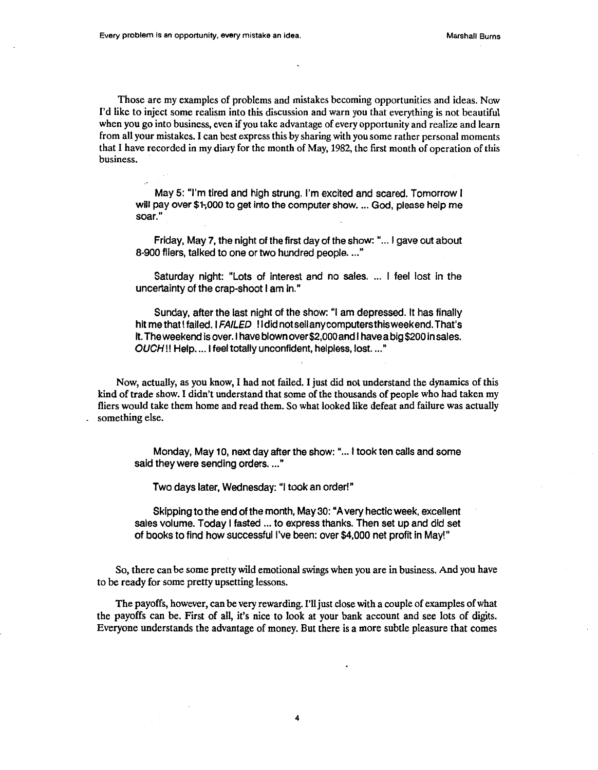Those are my examples of problems and mistakes becoming opportunities and ideas. Now I'd like to inject some realism into this discussion and warn you that everything is not beautiful when you go into business, even if you take advantage of every opportunity and realize and learn from all your mistakes. I can best express this by sharing with you some rather personal moments that I have recorded in my diary for the month of May, 1982, the first month of operation of this business.

> May 5: "I'm tired and high strung. I'm excited and scared. Tomorrow I will pay over $1,000 to get into the computer show. ... God, please help me soar."
>
> Friday, May 7, the night of the first day of the show: "... I gave out about 8-900 fliers, talked to one or two hundred people. ..."
>
> Saturday night: "Lots of interest and no sales. ... I feel lost in the uncertainty of the crap-shoot I am in."
>
> Sunday, after the last night of the show: "I am depressed. It has finally hit me that I failed. I *FAILED* !! I did not sell any computers this weekend. That's it. The weekend is over. I have blown over $2,000 and I have a big $200 in sales. *OUCH* !! Help. ... I feel totally unconfident, helpless, lost. ..."

Now, actually, as you know, I had not failed. I just did not understand the dynamics of this kind of trade show. I didn't understand that some of the thousands of people who had taken my fliers would take them home and read them. So what looked like defeat and failure was actually something else.

> Monday, May 10, next day after the show: "... I took ten calls and some said they were sending orders. ..."
>
> Two days later, Wednesday: "I took an order!"
>
> Skipping to the end of the month, May 30: "A very hectic week, excellent sales volume. Today I fasted ... to express thanks. Then set up and did set of books to find how successful I've been: over $4,000 net profit in May!"

So, there can be some pretty wild emotional swings when you are in business. And you have to be ready for some pretty upsetting lessons.

The payoffs, however, can be very rewarding. I'll just close with a couple of examples of what the payoffs can be. First of all, it's nice to look at your bank account and see lots of digits. Everyone understands the advantage of money. But there is a more subtle pleasure that comes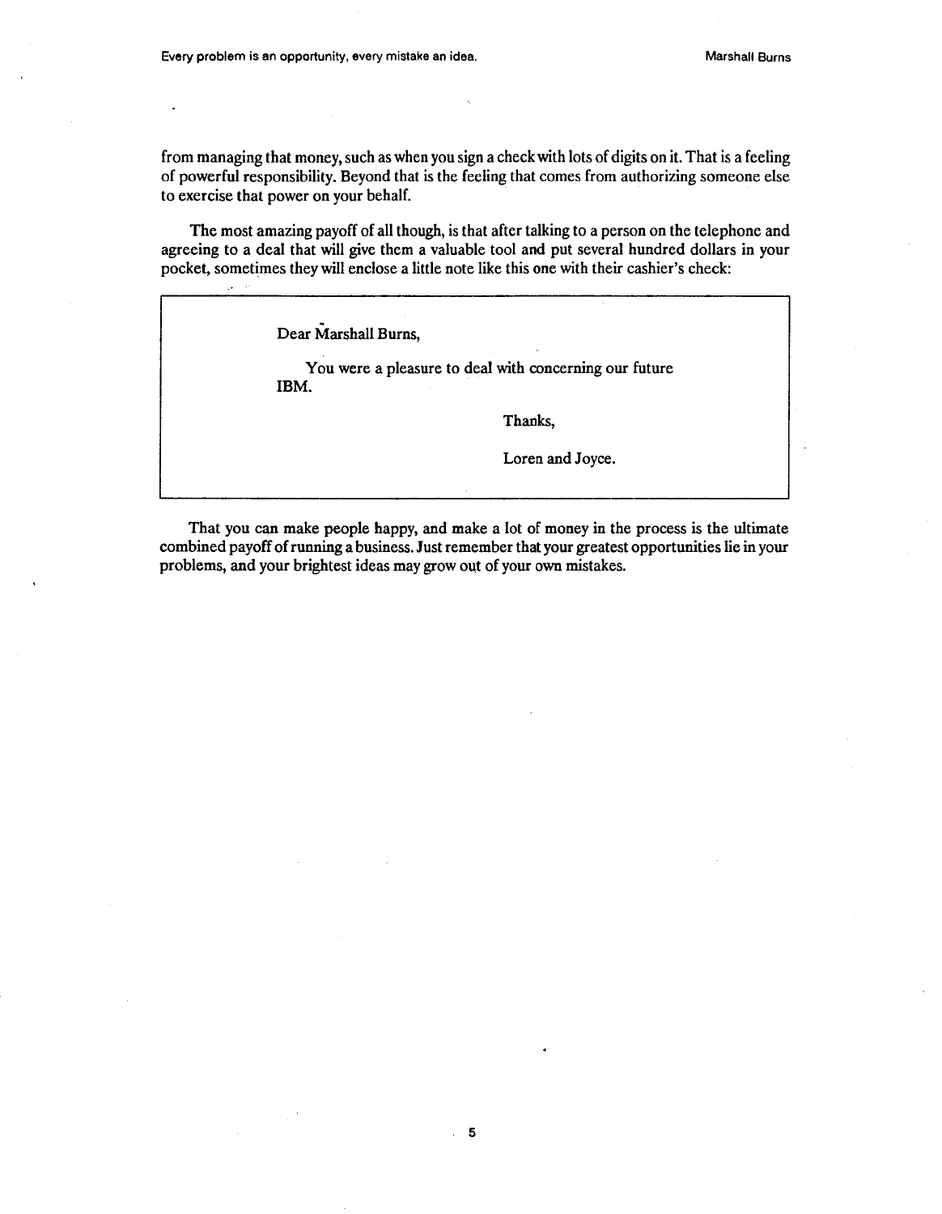from managing that money, such as when you sign a check with lots of digits on it. That is a feeling of powerful responsibility. Beyond that is the feeling that comes from authorizing someone else to exercise that power on your behalf.

The most amazing payoff of all though, is that after talking to a person on the telephone and agreeing to a deal that will give them a valuable tool and put several hundred dollars in your pocket, sometimes they will enclose a little note like this one with their cashier's check:

> Dear Marshall Burns,
>
> You were a pleasure to deal with concerning our future IBM.
>
> Thanks,
>
> Loren and Joyce.

That you can make people happy, and make a lot of money in the process is the ultimate combined payoff of running a business. Just remember that your greatest opportunities lie in your problems, and your brightest ideas may grow out of your own mistakes.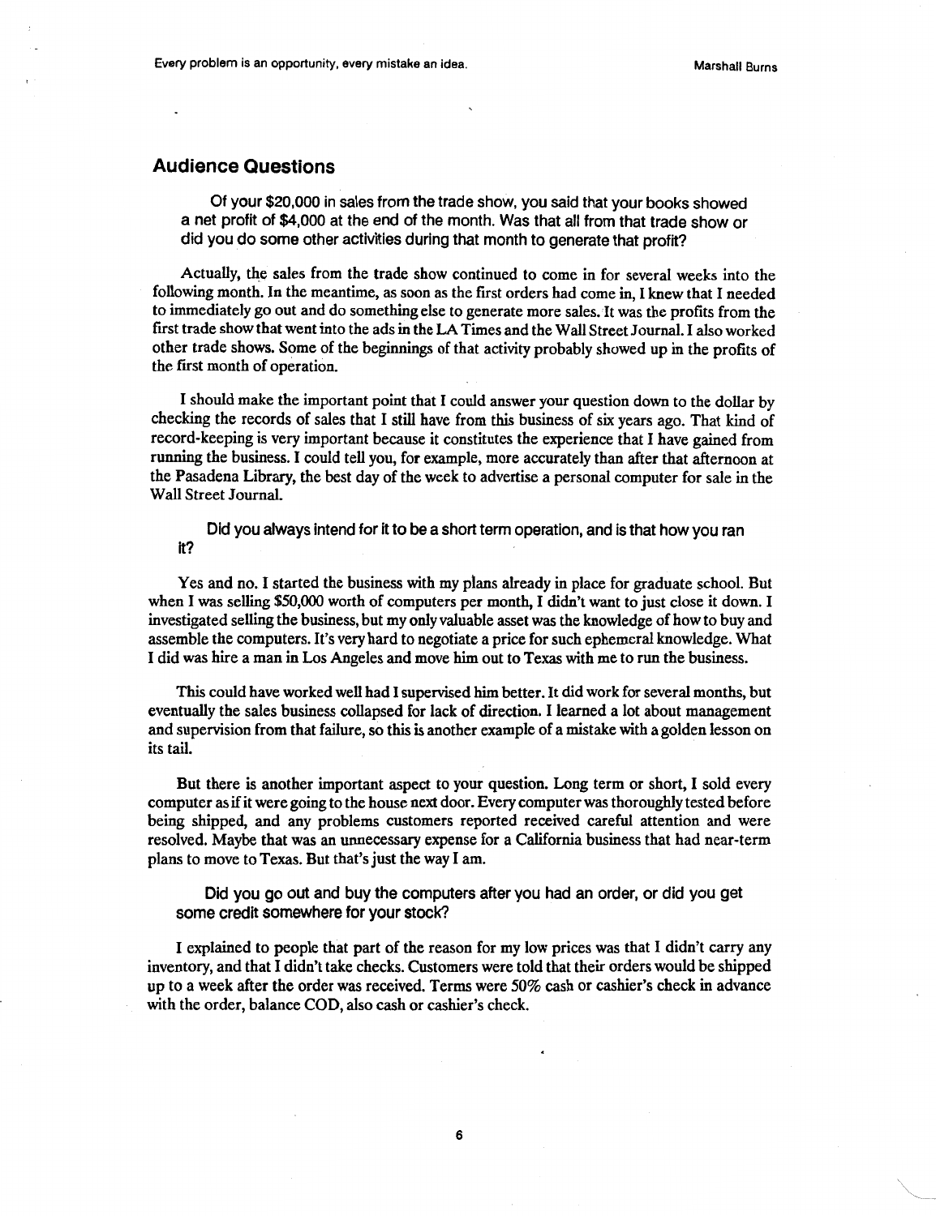## Audience Questions

**Of your $20,000 in sales from the trade show, you said that your books showed a net profit of $4,000 at the end of the month. Was that all from that trade show or did you do some other activities during that month to generate that profit?**

Actually, the sales from the trade show continued to come in for several weeks into the following month. In the meantime, as soon as the first orders had come in, I knew that I needed to immediately go out and do something else to generate more sales. It was the profits from the first trade show that went into the ads in the LA Times and the Wall Street Journal. I also worked other trade shows. Some of the beginnings of that activity probably showed up in the profits of the first month of operation.

I should make the important point that I could answer your question down to the dollar by checking the records of sales that I still have from this business of six years ago. That kind of record-keeping is very important because it constitutes the experience that I have gained from running the business. I could tell you, for example, more accurately than after that afternoon at the Pasadena Library, the best day of the week to advertise a personal computer for sale in the Wall Street Journal.

**Did you always intend for it to be a short term operation, and is that how you ran it?**

Yes and no. I started the business with my plans already in place for graduate school. But when I was selling $50,000 worth of computers per month, I didn't want to just close it down. I investigated selling the business, but my only valuable asset was the knowledge of how to buy and assemble the computers. It's very hard to negotiate a price for such ephemeral knowledge. What I did was hire a man in Los Angeles and move him out to Texas with me to run the business.

This could have worked well had I supervised him better. It did work for several months, but eventually the sales business collapsed for lack of direction. I learned a lot about management and supervision from that failure, so this is another example of a mistake with a golden lesson on its tail.

But there is another important aspect to your question. Long term or short, I sold every computer as if it were going to the house next door. Every computer was thoroughly tested before being shipped, and any problems customers reported received careful attention and were resolved. Maybe that was an unnecessary expense for a California business that had near-term plans to move to Texas. But that's just the way I am.

**Did you go out and buy the computers after you had an order, or did you get some credit somewhere for your stock?**

I explained to people that part of the reason for my low prices was that I didn't carry any inventory, and that I didn't take checks. Customers were told that their orders would be shipped up to a week after the order was received. Terms were 50% cash or cashier's check in advance with the order, balance COD, also cash or cashier's check.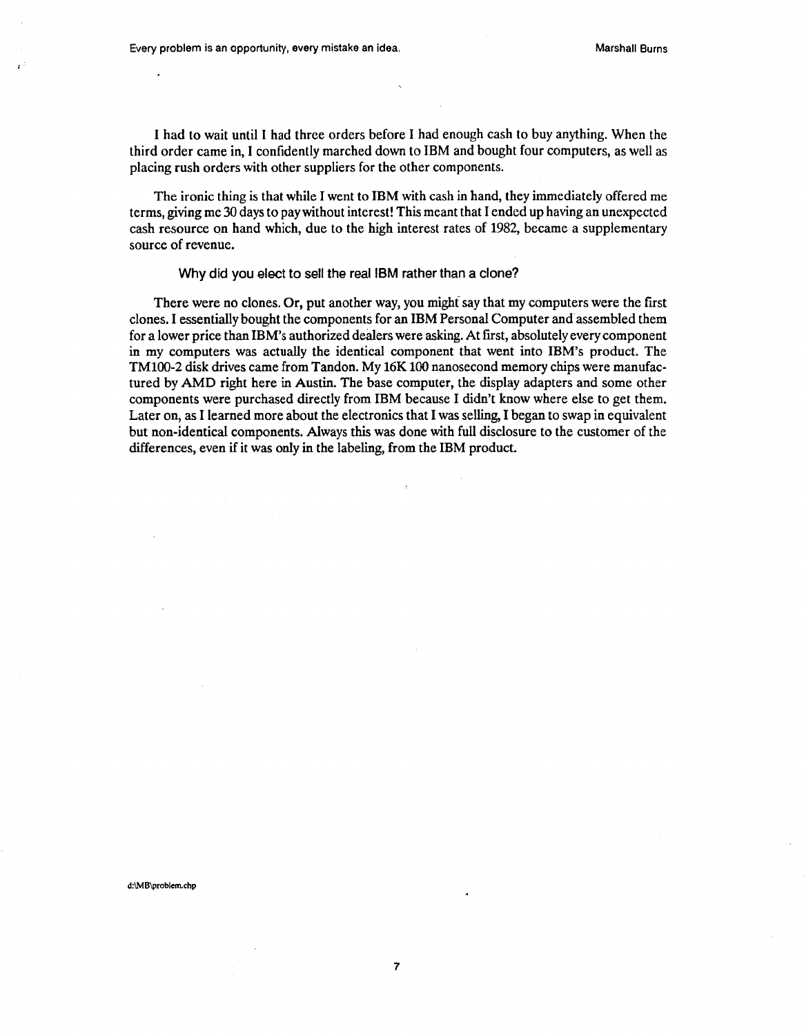I had to wait until I had three orders before I had enough cash to buy anything. When the third order came in, I confidently marched down to IBM and bought four computers, as well as placing rush orders with other suppliers for the other components.

The ironic thing is that while I went to IBM with cash in hand, they immediately offered me terms, giving me 30 days to pay without interest! This meant that I ended up having an unexpected cash resource on hand which, due to the high interest rates of 1982, became a supplementary source of revenue.

**Why did you elect to sell the real IBM rather than a clone?**

There were no clones. Or, put another way, you might say that my computers were the first clones. I essentially bought the components for an IBM Personal Computer and assembled them for a lower price than IBM's authorized dealers were asking. At first, absolutely every component in my computers was actually the identical component that went into IBM's product. The TM100-2 disk drives came from Tandon. My 16K 100 nanosecond memory chips were manufactured by AMD right here in Austin. The base computer, the display adapters and some other components were purchased directly from IBM because I didn't know where else to get them. Later on, as I learned more about the electronics that I was selling, I began to swap in equivalent but non-identical components. Always this was done with full disclosure to the customer of the differences, even if it was only in the labeling, from the IBM product.

d:\MB\problem.chp